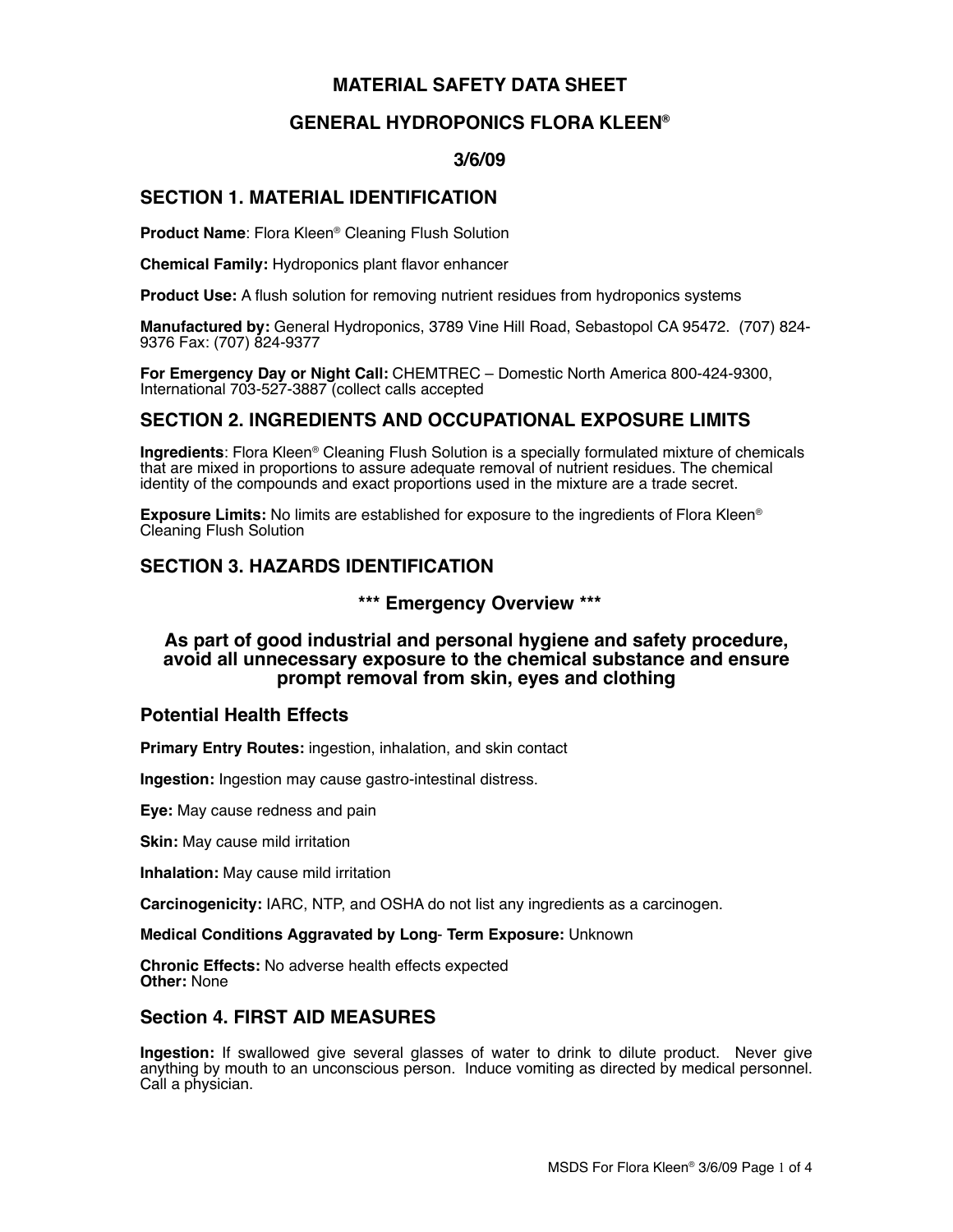# MATERIAL SAFETY DATA SHEET

# GENERAL HYDROPONICS FLORA KLEEN®

**3/6/09**

## SECTION 1. MATERIAL IDENTIFICATION

**Product Name**: Flora Kleen® Cleaning Flush Solution

**Chemical Family:** Hydroponics plant flavor enhancer

**Product Use:** A flush solution for removing nutrient residues from hydroponics systems

**Manufactured by:** General Hydroponics, 3789 Vine Hill Road, Sebastopol CA 95472. (707) 824-9376 Fax: (707) 824-9377

**For Emergency Day or Night Call:** CHEMTREC – Domestic North America 800-424-9300, International 703-527-3887 (collect calls accepted

## SECTION 2. INGREDIENTS AND OCCUPATIONAL EXPOSURE LIMITS

**Ingredients**: Flora Kleen® Cleaning Flush Solution is a specially formulated mixture of chemicals that are mixed in proportions to assure adequate removal of nutrient residues. The chemical identity of the compounds and exact proportions used in the mixture are a trade secret.

**Exposure Limits:** No limits are established for exposure to the ingredients of Flora Kleen® Cleaning Flush Solution

## SECTION 3. HAZARDS IDENTIFICATION

### *** Emergency Overview ***

**As part of good industrial and personal hygiene and safety procedure, avoid all unnecessary exposure to the chemical substance and ensure prompt removal from skin, eyes and clothing**

### Potential Health Effects

**Primary Entry Routes:** ingestion, inhalation, and skin contact

**Ingestion:** Ingestion may cause gastro-intestinal distress.

**Eye:** May cause redness and pain

**Skin:** May cause mild irritation

**Inhalation:** May cause mild irritation

**Carcinogenicity:** IARC, NTP, and OSHA do not list any ingredients as a carcinogen.

**Medical Conditions Aggravated by Long- Term Exposure:** Unknown

**Chronic Effects:** No adverse health effects expected
**Other:** None

## Section 4. FIRST AID MEASURES

**Ingestion:** If swallowed give several glasses of water to drink to dilute product. Never give anything by mouth to an unconscious person. Induce vomiting as directed by medical personnel. Call a physician.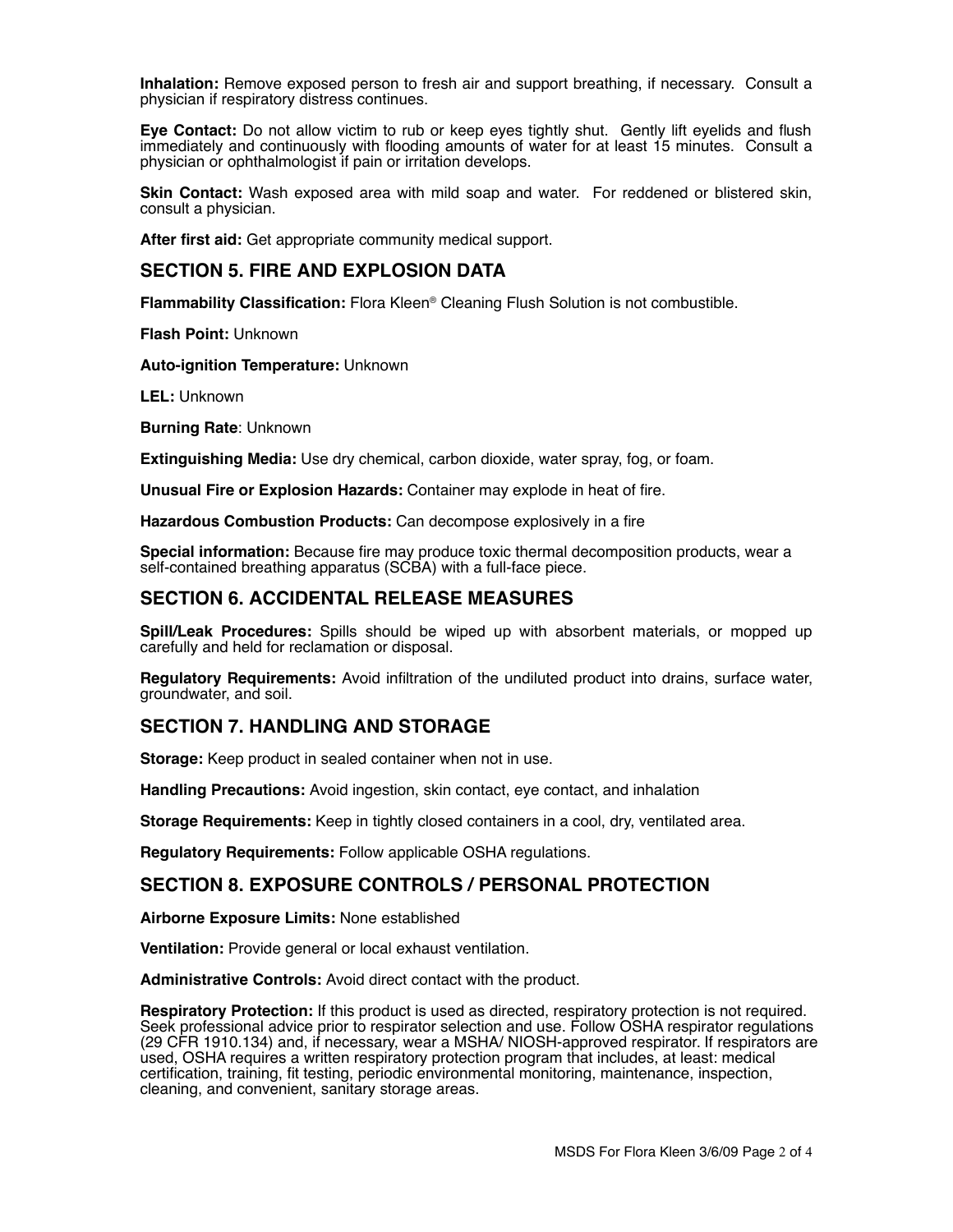**Inhalation:** Remove exposed person to fresh air and support breathing, if necessary. Consult a physician if respiratory distress continues.

**Eye Contact:** Do not allow victim to rub or keep eyes tightly shut. Gently lift eyelids and flush immediately and continuously with flooding amounts of water for at least 15 minutes. Consult a physician or ophthalmologist if pain or irritation develops.

**Skin Contact:** Wash exposed area with mild soap and water. For reddened or blistered skin, consult a physician.

**After first aid:** Get appropriate community medical support.

## SECTION 5. FIRE AND EXPLOSION DATA

**Flammability Classification:** Flora Kleen® Cleaning Flush Solution is not combustible.

**Flash Point:** Unknown

**Auto-ignition Temperature:** Unknown

**LEL:** Unknown

**Burning Rate**: Unknown

**Extinguishing Media:** Use dry chemical, carbon dioxide, water spray, fog, or foam.

**Unusual Fire or Explosion Hazards:** Container may explode in heat of fire.

**Hazardous Combustion Products:** Can decompose explosively in a fire

**Special information:** Because fire may produce toxic thermal decomposition products, wear a self-contained breathing apparatus (SCBA) with a full-face piece.

## SECTION 6. ACCIDENTAL RELEASE MEASURES

**Spill/Leak Procedures:** Spills should be wiped up with absorbent materials, or mopped up carefully and held for reclamation or disposal.

**Regulatory Requirements:** Avoid infiltration of the undiluted product into drains, surface water, groundwater, and soil.

## SECTION 7. HANDLING AND STORAGE

**Storage:** Keep product in sealed container when not in use.

**Handling Precautions:** Avoid ingestion, skin contact, eye contact, and inhalation

**Storage Requirements:** Keep in tightly closed containers in a cool, dry, ventilated area.

**Regulatory Requirements:** Follow applicable OSHA regulations.

## SECTION 8. EXPOSURE CONTROLS / PERSONAL PROTECTION

**Airborne Exposure Limits:** None established

**Ventilation:** Provide general or local exhaust ventilation.

**Administrative Controls:** Avoid direct contact with the product.

**Respiratory Protection:** If this product is used as directed, respiratory protection is not required. Seek professional advice prior to respirator selection and use. Follow OSHA respirator regulations (29 CFR 1910.134) and, if necessary, wear a MSHA/ NIOSH-approved respirator. If respirators are used, OSHA requires a written respiratory protection program that includes, at least: medical certification, training, fit testing, periodic environmental monitoring, maintenance, inspection, cleaning, and convenient, sanitary storage areas.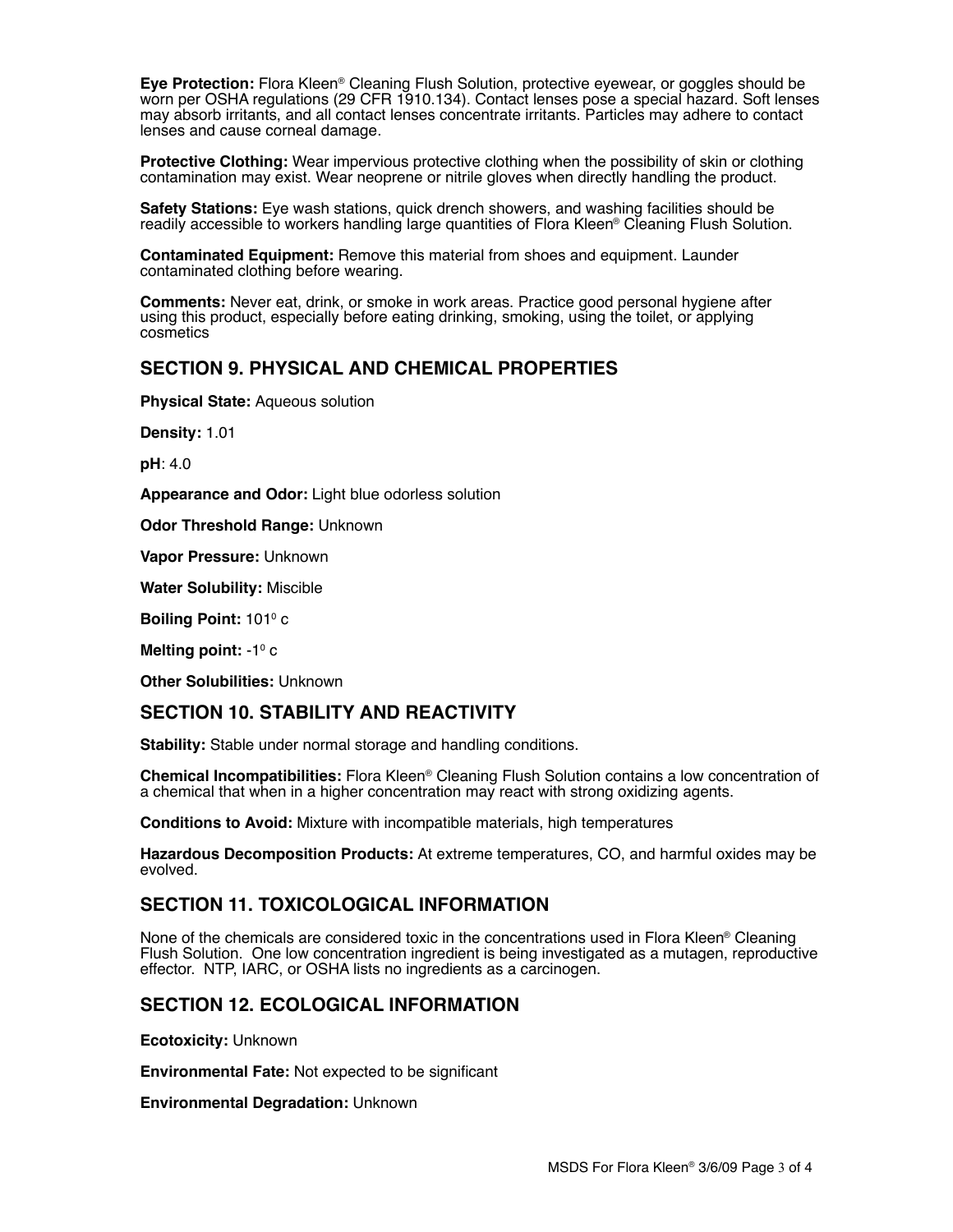**Eye Protection:** Flora Kleen® Cleaning Flush Solution, protective eyewear, or goggles should be worn per OSHA regulations (29 CFR 1910.134). Contact lenses pose a special hazard. Soft lenses may absorb irritants, and all contact lenses concentrate irritants. Particles may adhere to contact lenses and cause corneal damage.

**Protective Clothing:** Wear impervious protective clothing when the possibility of skin or clothing contamination may exist. Wear neoprene or nitrile gloves when directly handling the product.

**Safety Stations:** Eye wash stations, quick drench showers, and washing facilities should be readily accessible to workers handling large quantities of Flora Kleen® Cleaning Flush Solution.

**Contaminated Equipment:** Remove this material from shoes and equipment. Launder contaminated clothing before wearing.

**Comments:** Never eat, drink, or smoke in work areas. Practice good personal hygiene after using this product, especially before eating drinking, smoking, using the toilet, or applying cosmetics

## SECTION 9. PHYSICAL AND CHEMICAL PROPERTIES

**Physical State:** Aqueous solution

**Density:** 1.01

**pH**: 4.0

**Appearance and Odor:** Light blue odorless solution

**Odor Threshold Range:** Unknown

**Vapor Pressure:** Unknown

**Water Solubility:** Miscible

**Boiling Point:** $101^0$ c

**Melting point:** $-1^0$ c

**Other Solubilities:** Unknown

## SECTION 10. STABILITY AND REACTIVITY

**Stability:** Stable under normal storage and handling conditions.

**Chemical Incompatibilities:** Flora Kleen® Cleaning Flush Solution contains a low concentration of a chemical that when in a higher concentration may react with strong oxidizing agents.

**Conditions to Avoid:** Mixture with incompatible materials, high temperatures

**Hazardous Decomposition Products:** At extreme temperatures, CO, and harmful oxides may be evolved.

## SECTION 11. TOXICOLOGICAL INFORMATION

None of the chemicals are considered toxic in the concentrations used in Flora Kleen® Cleaning Flush Solution. One low concentration ingredient is being investigated as a mutagen, reproductive effector. NTP, IARC, or OSHA lists no ingredients as a carcinogen.

## SECTION 12. ECOLOGICAL INFORMATION

**Ecotoxicity:** Unknown

**Environmental Fate:** Not expected to be significant

**Environmental Degradation:** Unknown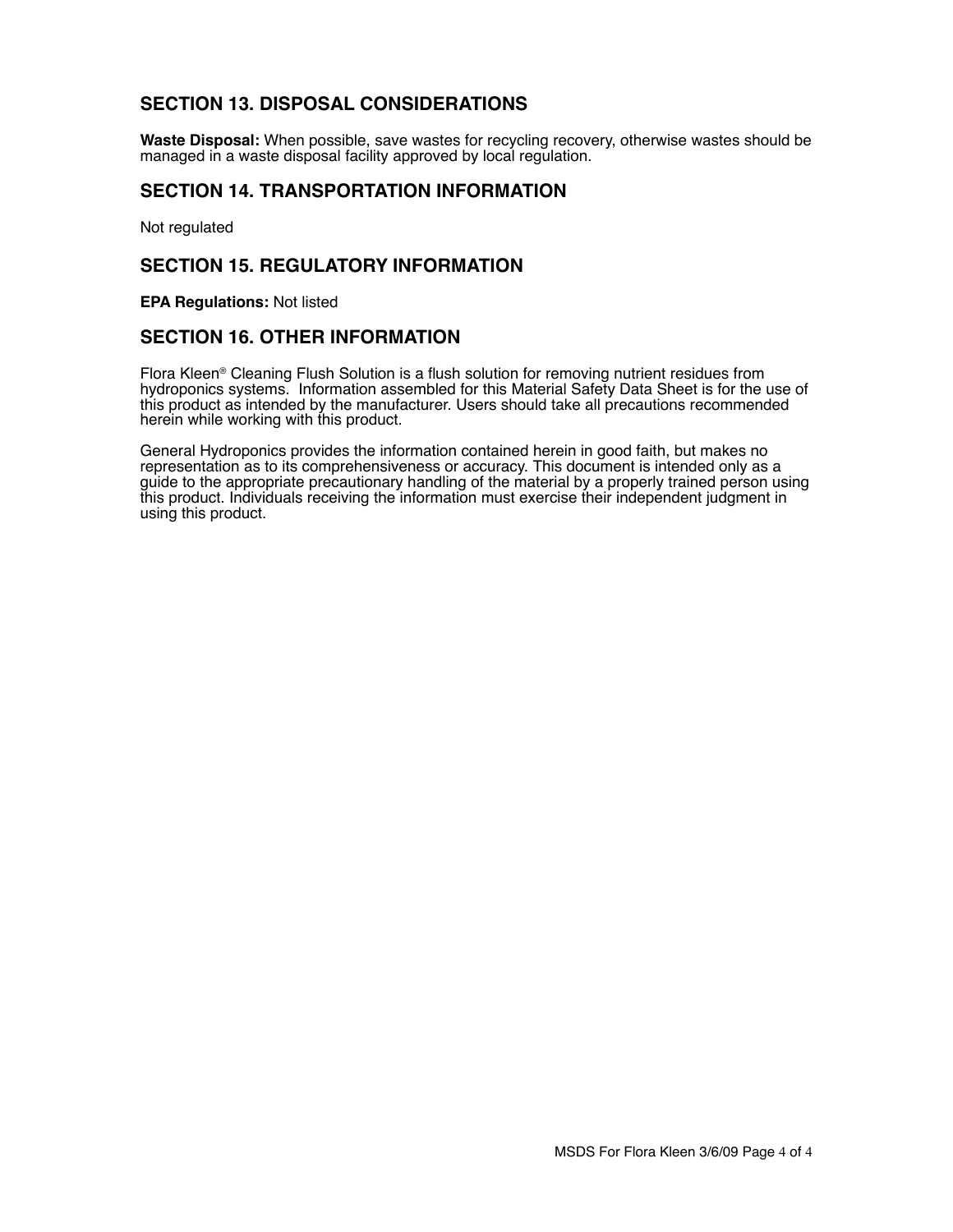## SECTION 13. DISPOSAL CONSIDERATIONS

**Waste Disposal:** When possible, save wastes for recycling recovery, otherwise wastes should be managed in a waste disposal facility approved by local regulation.

## SECTION 14. TRANSPORTATION INFORMATION

Not regulated

## SECTION 15. REGULATORY INFORMATION

**EPA Regulations:** Not listed

## SECTION 16. OTHER INFORMATION

Flora Kleen® Cleaning Flush Solution is a flush solution for removing nutrient residues from hydroponics systems. Information assembled for this Material Safety Data Sheet is for the use of this product as intended by the manufacturer. Users should take all precautions recommended herein while working with this product.

General Hydroponics provides the information contained herein in good faith, but makes no representation as to its comprehensiveness or accuracy. This document is intended only as a guide to the appropriate precautionary handling of the material by a properly trained person using this product. Individuals receiving the information must exercise their independent judgment in using this product.